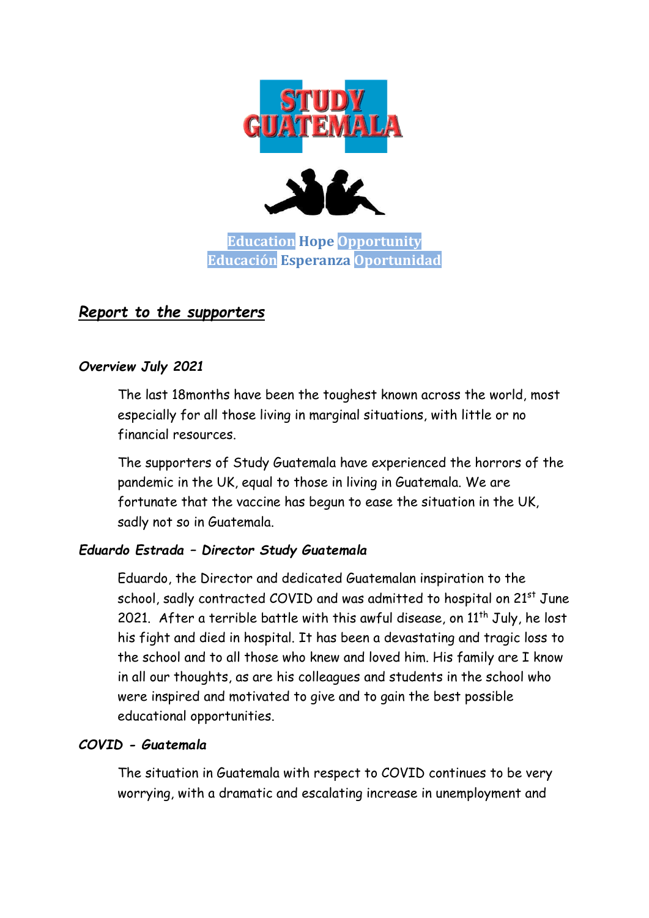STUDY GUATEMALA

Education Hope Opportunity
Educación Esperanza Oportunidad

## *Report to the supporters*

### *Overview July 2021*

The last 18months have been the toughest known across the world, most especially for all those living in marginal situations, with little or no financial resources.

The supporters of Study Guatemala have experienced the horrors of the pandemic in the UK, equal to those in living in Guatemala. We are fortunate that the vaccine has begun to ease the situation in the UK, sadly not so in Guatemala.

### *Eduardo Estrada – Director Study Guatemala*

Eduardo, the Director and dedicated Guatemalan inspiration to the school, sadly contracted COVID and was admitted to hospital on 21st June 2021. After a terrible battle with this awful disease, on 11th July, he lost his fight and died in hospital. It has been a devastating and tragic loss to the school and to all those who knew and loved him. His family are I know in all our thoughts, as are his colleagues and students in the school who were inspired and motivated to give and to gain the best possible educational opportunities.

### *COVID - Guatemala*

The situation in Guatemala with respect to COVID continues to be very worrying, with a dramatic and escalating increase in unemployment and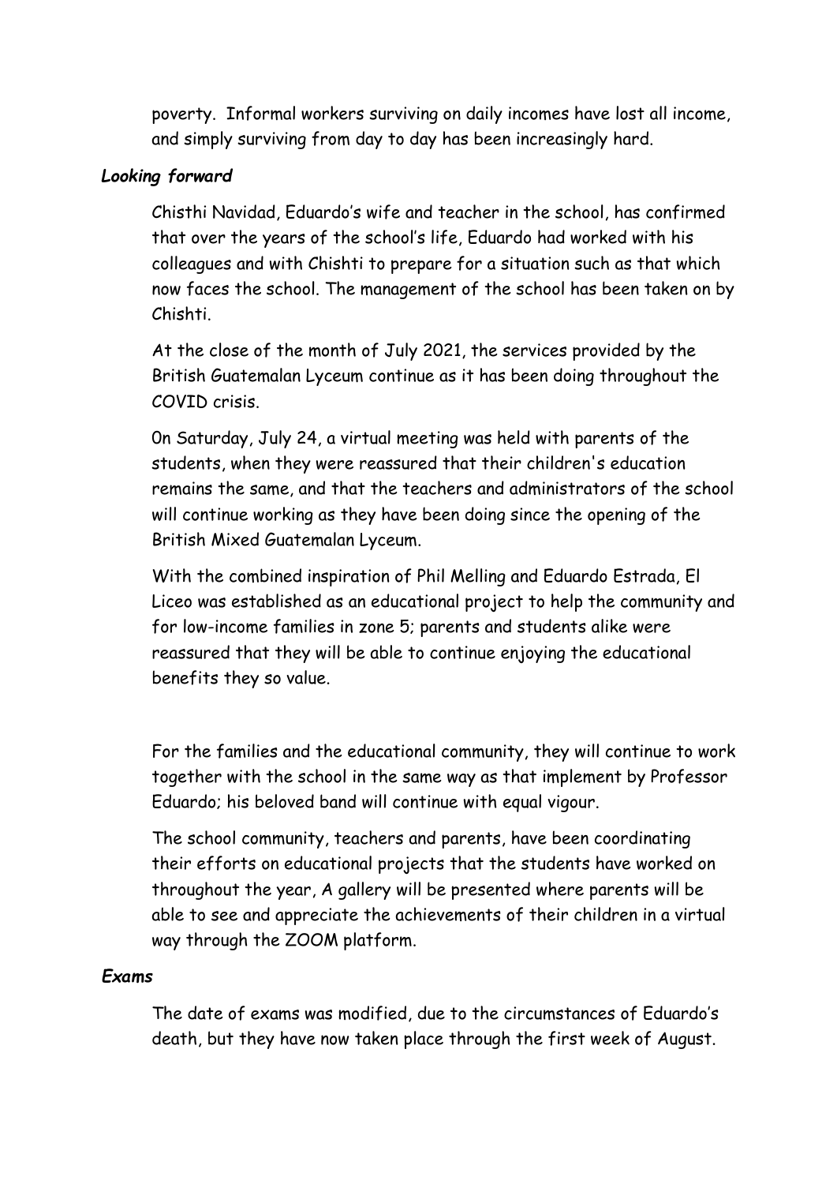poverty. Informal workers surviving on daily incomes have lost all income, and simply surviving from day to day has been increasingly hard.

***Looking forward***

Chisthi Navidad, Eduardo's wife and teacher in the school, has confirmed that over the years of the school's life, Eduardo had worked with his colleagues and with Chishti to prepare for a situation such as that which now faces the school. The management of the school has been taken on by Chishti.

At the close of the month of July 2021, the services provided by the British Guatemalan Lyceum continue as it has been doing throughout the COVID crisis.

0n Saturday, July 24, a virtual meeting was held with parents of the students, when they were reassured that their children's education remains the same, and that the teachers and administrators of the school will continue working as they have been doing since the opening of the British Mixed Guatemalan Lyceum.

With the combined inspiration of Phil Melling and Eduardo Estrada, El Liceo was established as an educational project to help the community and for low-income families in zone 5; parents and students alike were reassured that they will be able to continue enjoying the educational benefits they so value.

For the families and the educational community, they will continue to work together with the school in the same way as that implement by Professor Eduardo; his beloved band will continue with equal vigour.

The school community, teachers and parents, have been coordinating their efforts on educational projects that the students have worked on throughout the year, A gallery will be presented where parents will be able to see and appreciate the achievements of their children in a virtual way through the ZOOM platform.

***Exams***

The date of exams was modified, due to the circumstances of Eduardo's death, but they have now taken place through the first week of August.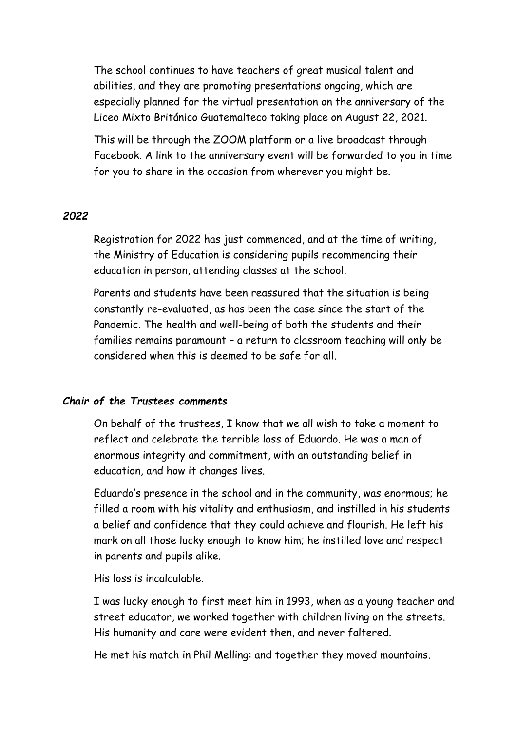The school continues to have teachers of great musical talent and abilities, and they are promoting presentations ongoing, which are especially planned for the virtual presentation on the anniversary of the Liceo Mixto Británico Guatemalteco taking place on August 22, 2021.

This will be through the ZOOM platform or a live broadcast through Facebook. A link to the anniversary event will be forwarded to you in time for you to share in the occasion from wherever you might be.

### *2022*

Registration for 2022 has just commenced, and at the time of writing, the Ministry of Education is considering pupils recommencing their education in person, attending classes at the school.

Parents and students have been reassured that the situation is being constantly re-evaluated, as has been the case since the start of the Pandemic. The health and well-being of both the students and their families remains paramount – a return to classroom teaching will only be considered when this is deemed to be safe for all.

### *Chair of the Trustees comments*

On behalf of the trustees, I know that we all wish to take a moment to reflect and celebrate the terrible loss of Eduardo. He was a man of enormous integrity and commitment, with an outstanding belief in education, and how it changes lives.

Eduardo's presence in the school and in the community, was enormous; he filled a room with his vitality and enthusiasm, and instilled in his students a belief and confidence that they could achieve and flourish. He left his mark on all those lucky enough to know him; he instilled love and respect in parents and pupils alike.

His loss is incalculable.

I was lucky enough to first meet him in 1993, when as a young teacher and street educator, we worked together with children living on the streets. His humanity and care were evident then, and never faltered.

He met his match in Phil Melling: and together they moved mountains.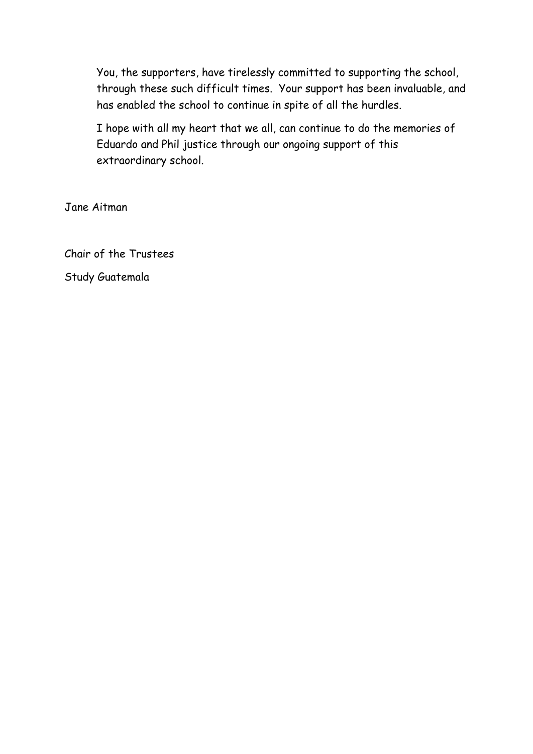You, the supporters, have tirelessly committed to supporting the school, through these such difficult times.  Your support has been invaluable, and has enabled the school to continue in spite of all the hurdles.

I hope with all my heart that we all, can continue to do the memories of Eduardo and Phil justice through our ongoing support of this extraordinary school.

Jane Aitman

Chair of the Trustees

Study Guatemala